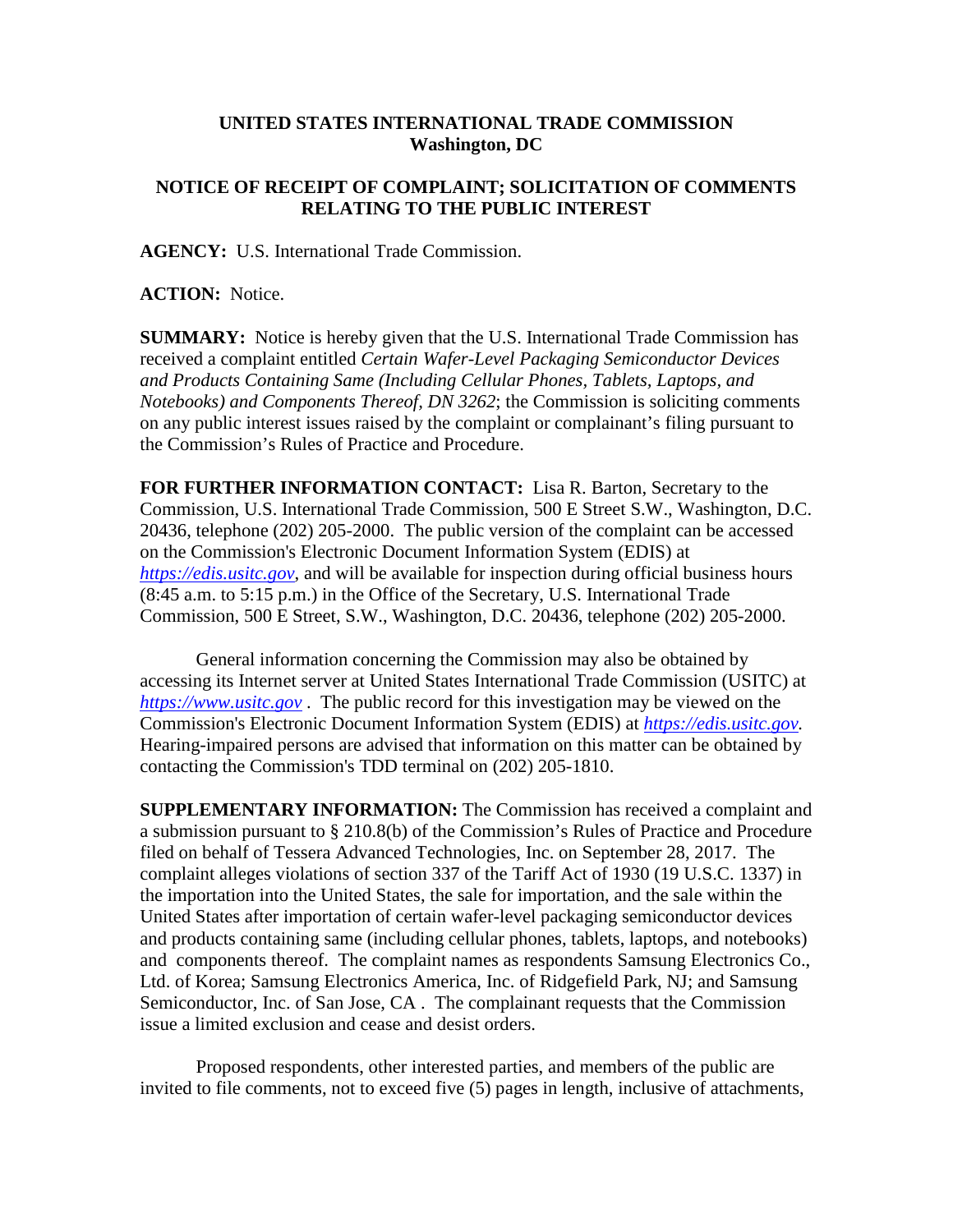**UNITED STATES INTERNATIONAL TRADE COMMISSION**
**Washington, DC**

**NOTICE OF RECEIPT OF COMPLAINT; SOLICITATION OF COMMENTS RELATING TO THE PUBLIC INTEREST**

**AGENCY:** U.S. International Trade Commission.

**ACTION:** Notice.

**SUMMARY:** Notice is hereby given that the U.S. International Trade Commission has received a complaint entitled *Certain Wafer-Level Packaging Semiconductor Devices and Products Containing Same (Including Cellular Phones, Tablets, Laptops, and Notebooks) and Components Thereof, DN 3262*; the Commission is soliciting comments on any public interest issues raised by the complaint or complainant's filing pursuant to the Commission's Rules of Practice and Procedure.

**FOR FURTHER INFORMATION CONTACT:** Lisa R. Barton, Secretary to the Commission, U.S. International Trade Commission, 500 E Street S.W., Washington, D.C. 20436, telephone (202) 205-2000. The public version of the complaint can be accessed on the Commission's Electronic Document Information System (EDIS) at *https://edis.usitc.gov*, and will be available for inspection during official business hours (8:45 a.m. to 5:15 p.m.) in the Office of the Secretary, U.S. International Trade Commission, 500 E Street, S.W., Washington, D.C. 20436, telephone (202) 205-2000.

General information concerning the Commission may also be obtained by accessing its Internet server at United States International Trade Commission (USITC) at *https://www.usitc.gov* . The public record for this investigation may be viewed on the Commission's Electronic Document Information System (EDIS) at *https://edis.usitc.gov.* Hearing-impaired persons are advised that information on this matter can be obtained by contacting the Commission's TDD terminal on (202) 205-1810.

**SUPPLEMENTARY INFORMATION:** The Commission has received a complaint and a submission pursuant to § 210.8(b) of the Commission's Rules of Practice and Procedure filed on behalf of Tessera Advanced Technologies, Inc. on September 28, 2017. The complaint alleges violations of section 337 of the Tariff Act of 1930 (19 U.S.C. 1337) in the importation into the United States, the sale for importation, and the sale within the United States after importation of certain wafer-level packaging semiconductor devices and products containing same (including cellular phones, tablets, laptops, and notebooks) and components thereof. The complaint names as respondents Samsung Electronics Co., Ltd. of Korea; Samsung Electronics America, Inc. of Ridgefield Park, NJ; and Samsung Semiconductor, Inc. of San Jose, CA . The complainant requests that the Commission issue a limited exclusion and cease and desist orders.

Proposed respondents, other interested parties, and members of the public are invited to file comments, not to exceed five (5) pages in length, inclusive of attachments,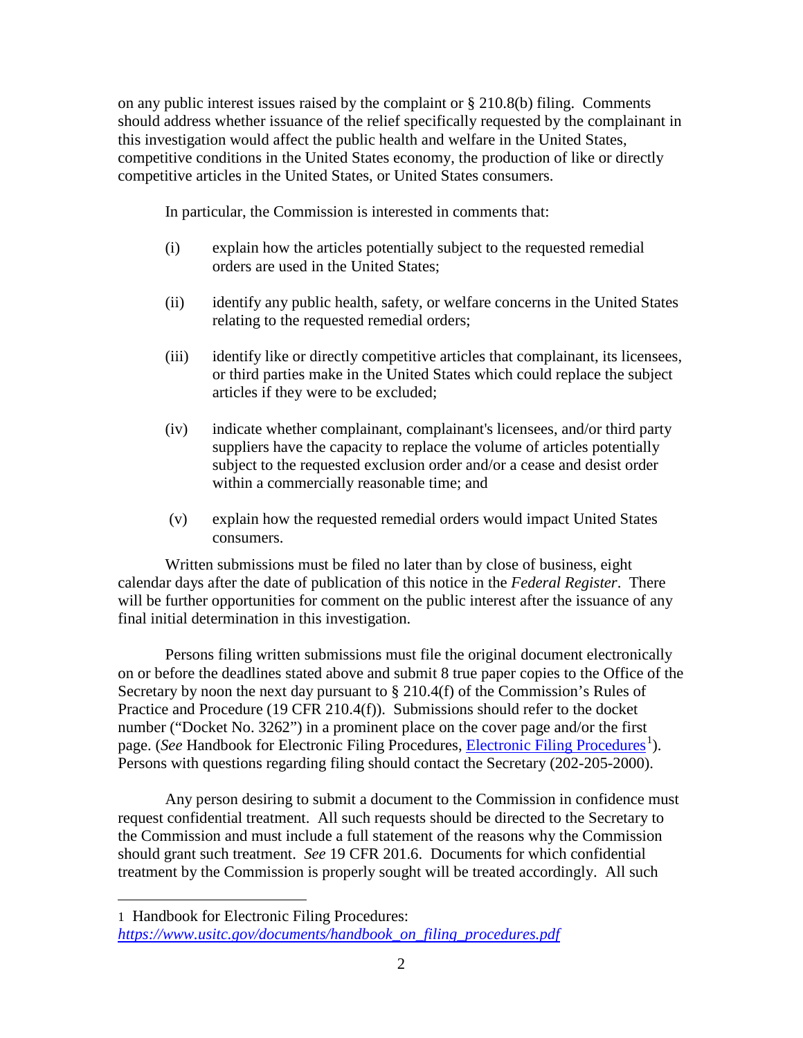on any public interest issues raised by the complaint or § 210.8(b) filing. Comments should address whether issuance of the relief specifically requested by the complainant in this investigation would affect the public health and welfare in the United States, competitive conditions in the United States economy, the production of like or directly competitive articles in the United States, or United States consumers.

In particular, the Commission is interested in comments that:

(i) explain how the articles potentially subject to the requested remedial orders are used in the United States;

(ii) identify any public health, safety, or welfare concerns in the United States relating to the requested remedial orders;

(iii) identify like or directly competitive articles that complainant, its licensees, or third parties make in the United States which could replace the subject articles if they were to be excluded;

(iv) indicate whether complainant, complainant's licensees, and/or third party suppliers have the capacity to replace the volume of articles potentially subject to the requested exclusion order and/or a cease and desist order within a commercially reasonable time; and

(v) explain how the requested remedial orders would impact United States consumers.

Written submissions must be filed no later than by close of business, eight calendar days after the date of publication of this notice in the *Federal Register*. There will be further opportunities for comment on the public interest after the issuance of any final initial determination in this investigation.

Persons filing written submissions must file the original document electronically on or before the deadlines stated above and submit 8 true paper copies to the Office of the Secretary by noon the next day pursuant to § 210.4(f) of the Commission's Rules of Practice and Procedure (19 CFR 210.4(f)). Submissions should refer to the docket number ("Docket No. 3262") in a prominent place on the cover page and/or the first page. (*See* Handbook for Electronic Filing Procedures, Electronic Filing Procedures[1]). Persons with questions regarding filing should contact the Secretary (202-205-2000).

Any person desiring to submit a document to the Commission in confidence must request confidential treatment. All such requests should be directed to the Secretary to the Commission and must include a full statement of the reasons why the Commission should grant such treatment. *See* 19 CFR 201.6. Documents for which confidential treatment by the Commission is properly sought will be treated accordingly. All such

---

1 Handbook for Electronic Filing Procedures: *https://www.usitc.gov/documents/handbook_on_filing_procedures.pdf*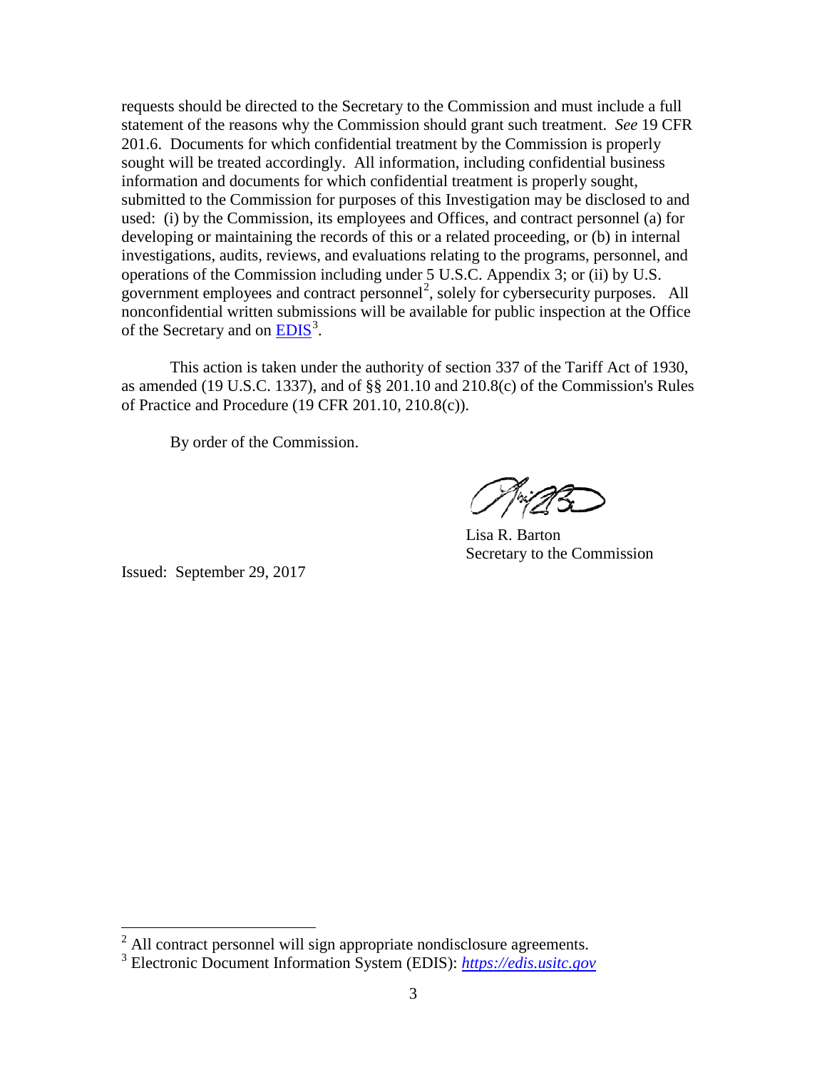requests should be directed to the Secretary to the Commission and must include a full statement of the reasons why the Commission should grant such treatment. *See* 19 CFR 201.6. Documents for which confidential treatment by the Commission is properly sought will be treated accordingly. All information, including confidential business information and documents for which confidential treatment is properly sought, submitted to the Commission for purposes of this Investigation may be disclosed to and used: (i) by the Commission, its employees and Offices, and contract personnel (a) for developing or maintaining the records of this or a related proceeding, or (b) in internal investigations, audits, reviews, and evaluations relating to the programs, personnel, and operations of the Commission including under 5 U.S.C. Appendix 3; or (ii) by U.S. government employees and contract personnel[2], solely for cybersecurity purposes. All nonconfidential written submissions will be available for public inspection at the Office of the Secretary and on EDIS[3].

This action is taken under the authority of section 337 of the Tariff Act of 1930, as amended (19 U.S.C. 1337), and of §§ 201.10 and 210.8(c) of the Commission's Rules of Practice and Procedure (19 CFR 201.10, 210.8(c)).

By order of the Commission.

Lisa R. Barton
Secretary to the Commission

Issued: September 29, 2017

---

[2] All contract personnel will sign appropriate nondisclosure agreements.

[3] Electronic Document Information System (EDIS): *https://edis.usitc.gov*